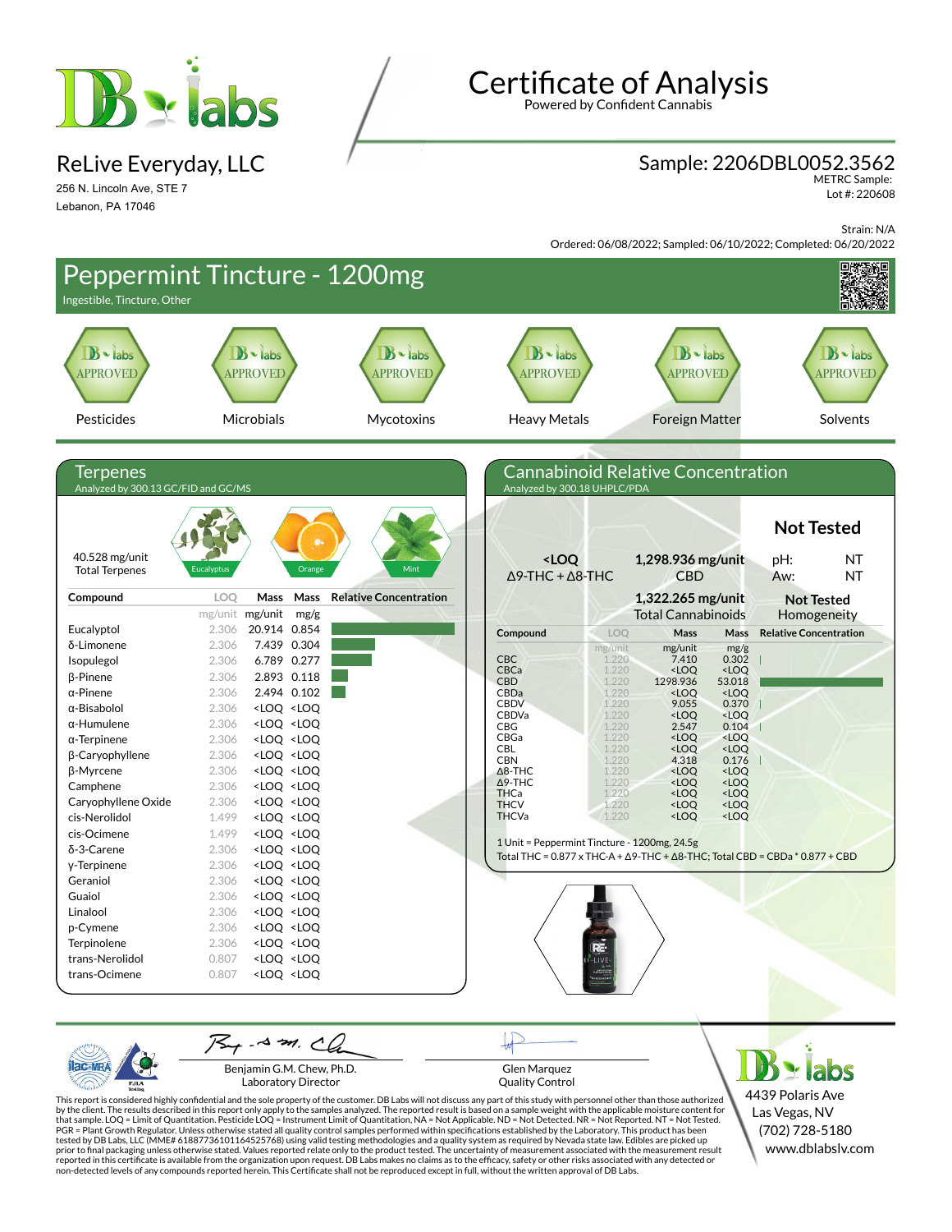# Certificate of Analysis

Powered by Confident Cannabis

## ReLive Everyday, LLC

256 N. Lincoln Ave, STE 7
Lebanon, PA 17046

**Sample: 2206DBL0052.3562**
METRC Sample:
Lot #: 220608

Strain: N/A
Ordered: 06/08/2022; Sampled: 06/10/2022; Completed: 06/20/2022

## Peppermint Tincture - 1200mg

Ingestible, Tincture, Other

| Pesticides | Microbials | Mycotoxins | Heavy Metals | Foreign Matter | Solvents |
|---|---|---|---|---|---|
| APPROVED | APPROVED | APPROVED | APPROVED | APPROVED | APPROVED |

## Terpenes

Analyzed by 300.13 GC/FID and GC/MS

40.528 mg/unit Total Terpenes

Eucalyptus · Orange · Mint

| Compound | LOQ (mg/unit) | Mass (mg/unit) | Mass (mg/g) |
|---|---|---|---|
| Eucalyptol | 2.306 | 20.914 | 0.854 |
| δ-Limonene | 2.306 | 7.439 | 0.304 |
| Isopulegol | 2.306 | 6.789 | 0.277 |
| β-Pinene | 2.306 | 2.893 | 0.118 |
| α-Pinene | 2.306 | 2.494 | 0.102 |
| α-Bisabolol | 2.306 | <LOQ | <LOQ |
| α-Humulene | 2.306 | <LOQ | <LOQ |
| α-Terpinene | 2.306 | <LOQ | <LOQ |
| β-Caryophyllene | 2.306 | <LOQ | <LOQ |
| β-Myrcene | 2.306 | <LOQ | <LOQ |
| Camphene | 2.306 | <LOQ | <LOQ |
| Caryophyllene Oxide | 2.306 | <LOQ | <LOQ |
| cis-Nerolidol | 1.499 | <LOQ | <LOQ |
| cis-Ocimene | 1.499 | <LOQ | <LOQ |
| δ-3-Carene | 2.306 | <LOQ | <LOQ |
| γ-Terpinene | 2.306 | <LOQ | <LOQ |
| Geraniol | 2.306 | <LOQ | <LOQ |
| Guaiol | 2.306 | <LOQ | <LOQ |
| Linalool | 2.306 | <LOQ | <LOQ |
| p-Cymene | 2.306 | <LOQ | <LOQ |
| Terpinolene | 2.306 | <LOQ | <LOQ |
| trans-Nerolidol | 0.807 | <LOQ | <LOQ |
| trans-Ocimene | 0.807 | <LOQ | <LOQ |

## Cannabinoid Relative Concentration

Analyzed by 300.18 UHPLC/PDA

**<LOQ** Δ9-THC + Δ8-THC

**1,298.936 mg/unit** CBD

**1,322.265 mg/unit** Total Cannabinoids

**Not Tested**
pH: NT
Aw: NT

**Not Tested** Homogeneity

| Compound | LOQ (mg/unit) | Mass (mg/unit) | Mass (mg/g) |
|---|---|---|---|
| CBC | 1.220 | 7.410 | 0.302 |
| CBCa | 1.220 | <LOQ | <LOQ |
| CBD | 1.220 | 1298.936 | 53.018 |
| CBDa | 1.220 | <LOQ | <LOQ |
| CBDV | 1.220 | 9.055 | 0.370 |
| CBDVa | 1.220 | <LOQ | <LOQ |
| CBG | 1.220 | 2.547 | 0.104 |
| CBGa | 1.220 | <LOQ | <LOQ |
| CBL | 1.220 | <LOQ | <LOQ |
| CBN | 1.220 | 4.318 | 0.176 |
| Δ8-THC | 1.220 | <LOQ | <LOQ |
| Δ9-THC | 1.220 | <LOQ | <LOQ |
| THCa | 1.220 | <LOQ | <LOQ |
| THCV | 1.220 | <LOQ | <LOQ |
| THCVa | 1.220 | <LOQ | <LOQ |

1 Unit = Peppermint Tincture - 1200mg, 24.5g
Total THC = 0.877 x THC-A + Δ9-THC + Δ8-THC; Total CBD = CBDa * 0.877 + CBD

Benjamin G.M. Chew, Ph.D.
Laboratory Director

Glen Marquez
Quality Control

4439 Polaris Ave
Las Vegas, NV
(702) 728-5180
www.dblabslv.com

This report is considered highly confidential and the sole property of the customer. DB Labs will not discuss any part of this study with personnel other than those authorized by the client. The results described in this report only apply to the samples analyzed. The reported result is based on a sample weight with the applicable moisture content for that sample. LOQ = Limit of Quantitation. Pesticide LOQ = Instrument Limit of Quantitation, NA = Not Applicable. ND = Not Detected. NR = Not Reported. NT = Not Tested. PGR = Plant Growth Regulator. Unless otherwise stated all quality control samples performed within specifications established by the Laboratory. This product has been tested by DB Labs, LLC (MME# 61887736101164525768) using valid testing methodologies and a quality system as required by Nevada state law. Edibles are picked up prior to final packaging unless otherwise stated. Values reported relate only to the product tested. The uncertainty of measurement associated with the measurement result reported in this certificate is available from the organization upon request. DB Labs makes no claims as to the efficacy, safety or other risks associated with any detected or non-detected levels of any compounds reported herein. This Certificate shall not be reproduced except in full, without the written approval of DB Labs.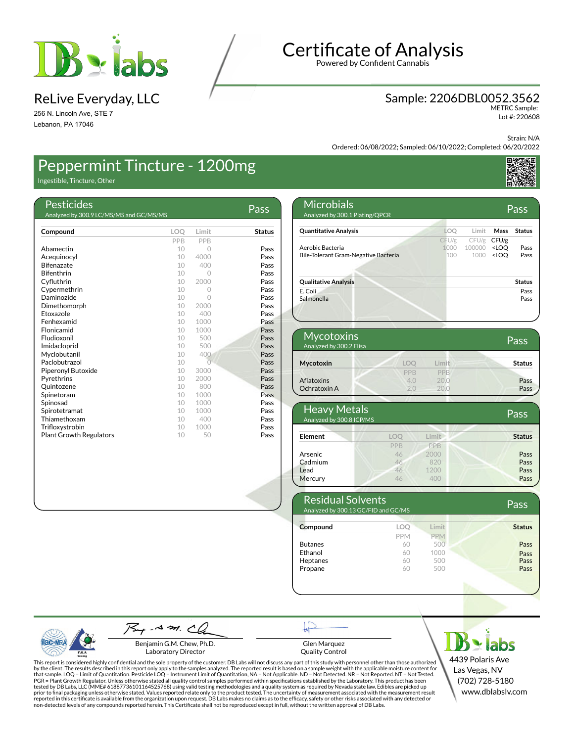# Certificate of Analysis

Powered by Confident Cannabis

## ReLive Everyday, LLC

256 N. Lincoln Ave, STE 7
Lebanon, PA 17046

## Sample: 2206DBL0052.3562

METRC Sample:
Lot #: 220608

Strain: N/A
Ordered: 06/08/2022; Sampled: 06/10/2022; Completed: 06/20/2022

# Peppermint Tincture - 1200mg

Ingestible, Tincture, Other

## Pesticides — Pass

Analyzed by 300.9 LC/MS/MS and GC/MS/MS

| Compound | LOQ | Limit | Status |
|---|---|---|---|
| | PPB | PPB | |
| Abamectin | 10 | 0 | Pass |
| Acequinocyl | 10 | 4000 | Pass |
| Bifenazate | 10 | 400 | Pass |
| Bifenthrin | 10 | 0 | Pass |
| Cyfluthrin | 10 | 2000 | Pass |
| Cypermethrin | 10 | 0 | Pass |
| Daminozide | 10 | 0 | Pass |
| Dimethomorph | 10 | 2000 | Pass |
| Etoxazole | 10 | 400 | Pass |
| Fenhexamid | 10 | 1000 | Pass |
| Flonicamid | 10 | 1000 | Pass |
| Fludioxonil | 10 | 500 | Pass |
| Imidacloprid | 10 | 500 | Pass |
| Myclobutanil | 10 | 400 | Pass |
| Paclobutrazol | 10 | 0 | Pass |
| Piperonyl Butoxide | 10 | 3000 | Pass |
| Pyrethrins | 10 | 2000 | Pass |
| Quintozene | 10 | 800 | Pass |
| Spinetoram | 10 | 1000 | Pass |
| Spinosad | 10 | 1000 | Pass |
| Spirotetramat | 10 | 1000 | Pass |
| Thiamethoxam | 10 | 400 | Pass |
| Trifloxystrobin | 10 | 1000 | Pass |
| Plant Growth Regulators | 10 | 50 | Pass |

## Microbials — Pass

Analyzed by 300.1 Plating/QPCR

| Quantitative Analysis | LOQ | Limit | Mass | Status |
|---|---|---|---|---|
| | CFU/g | CFU/g | CFU/g | |
| Aerobic Bacteria | 1000 | 100000 | <LOQ | Pass |
| Bile-Tolerant Gram-Negative Bacteria | 100 | 1000 | <LOQ | Pass |

| Qualitative Analysis | Status |
|---|---|
| E. Coli | Pass |
| Salmonella | Pass |

## Mycotoxins — Pass

Analyzed by 300.2 Elisa

| Mycotoxin | LOQ | Limit | Status |
|---|---|---|---|
| | PPB | PPB | |
| Aflatoxins | 4.0 | 20.0 | Pass |
| Ochratoxin A | 2.0 | 20.0 | Pass |

## Heavy Metals — Pass

Analyzed by 300.8 ICP/MS

| Element | LOQ | Limit | Status |
|---|---|---|---|
| | PPB | PPB | |
| Arsenic | 46 | 2000 | Pass |
| Cadmium | 46 | 820 | Pass |
| Lead | 46 | 1200 | Pass |
| Mercury | 46 | 400 | Pass |

## Residual Solvents — Pass

Analyzed by 300.13 GC/FID and GC/MS

| Compound | LOQ | Limit | Status |
|---|---|---|---|
| | PPM | PPM | |
| Butanes | 60 | 500 | Pass |
| Ethanol | 60 | 1000 | Pass |
| Heptanes | 60 | 500 | Pass |
| Propane | 60 | 500 | Pass |

Benjamin G.M. Chew, Ph.D.
Laboratory Director

Glen Marquez
Quality Control

This report is considered highly confidential and the sole property of the customer. DB Labs will not discuss any part of this study with personnel other than those authorized by the client. The results described in this report only apply to the samples analyzed. The reported result is based on a sample weight with the applicable moisture content for that sample. LOQ = Limit of Quantitation. Pesticide LOQ = Instrument Limit of Quantitation, NA = Not Applicable. ND = Not Detected. NR = Not Reported. NT = Not Tested. PGR = Plant Growth Regulator. Unless otherwise stated all quality control samples performed within specifications established by the Laboratory. This product has been tested by DB Labs, LLC (MME# 61887736101164525768) using valid testing methodologies and a quality system as required by Nevada state law. Edibles are picked up prior to final packaging unless otherwise stated. Values reported relate only to the product tested. The uncertainty of measurement associated with the measurement result reported in this certificate is available from the organization upon request. DB Labs makes no claims as to the efficacy, safety or other risks associated with any detected or non-detected levels of any compounds reported herein. This Certificate shall not be reproduced except in full, without the written approval of DB Labs.

4439 Polaris Ave
Las Vegas, NV
(702) 728-5180
www.dblabslv.com